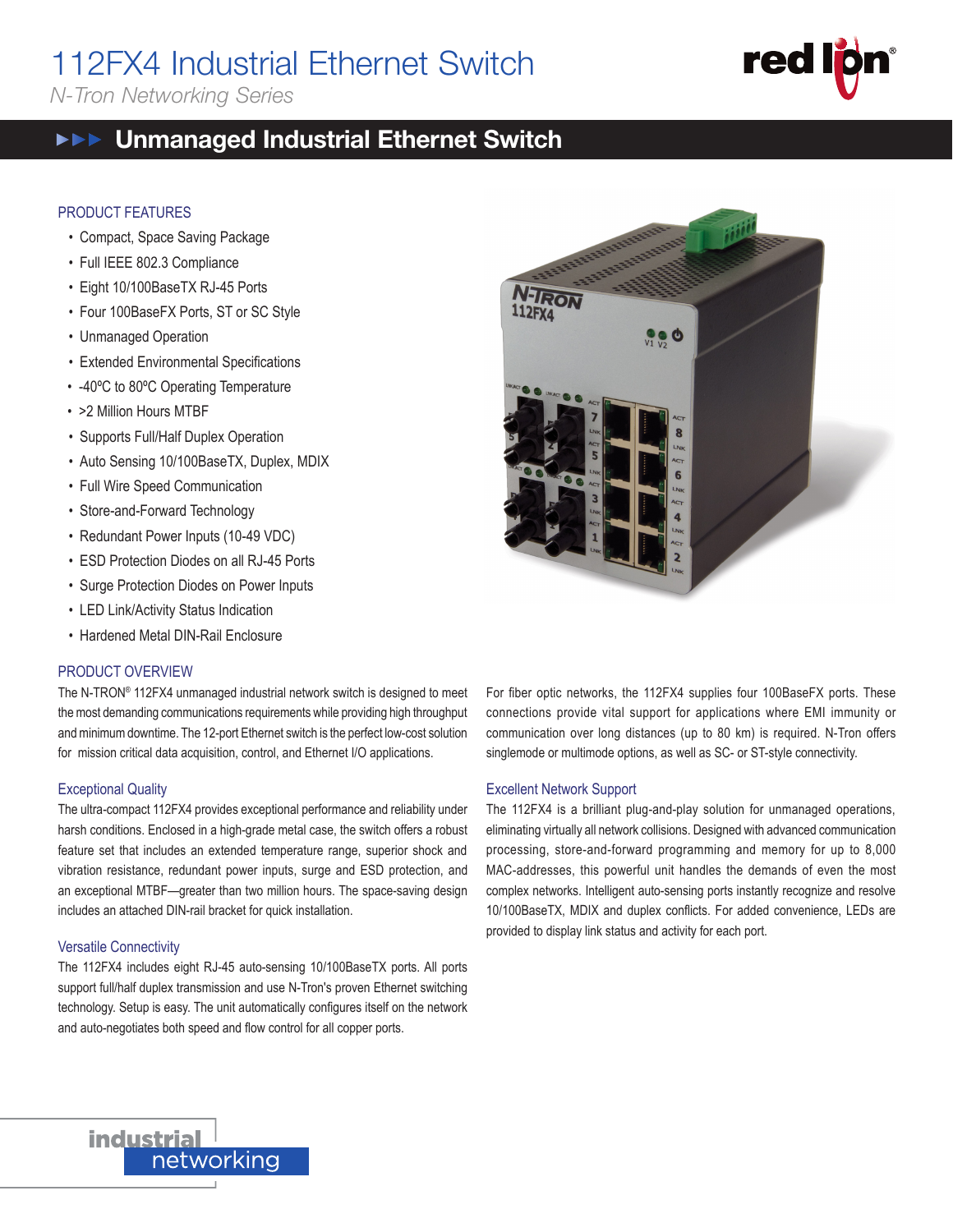# 112FX4 Industrial Ethernet Switch

*N-Tron Networking Series*

## Unmanaged Industrial Ethernet Switch

### PRODUCT FEATURES

- Compact, Space Saving Package
- Full IEEE 802.3 Compliance
- Eight 10/100BaseTX RJ-45 Ports
- Four 100BaseFX Ports, ST or SC Style
- Unmanaged Operation
- Extended Environmental Specifications
- -40ºC to 80ºC Operating Temperature
- >2 Million Hours MTBF
- Supports Full/Half Duplex Operation
- Auto Sensing 10/100BaseTX, Duplex, MDIX
- Full Wire Speed Communication
- Store-and-Forward Technology
- Redundant Power Inputs (10-49 VDC)
- ESD Protection Diodes on all RJ-45 Ports
- Surge Protection Diodes on Power Inputs
- LED Link/Activity Status Indication
- Hardened Metal DIN-Rail Enclosure

### PRODUCT OVERVIEW

The N-TRON® 112FX4 unmanaged industrial network switch is designed to meet the most demanding communications requirements while providing high throughput and minimum downtime. The 12-port Ethernet switch is the perfect low-cost solution for mission critical data acquisition, control, and Ethernet I/O applications.

### Exceptional Quality

The ultra-compact 112FX4 provides exceptional performance and reliability under harsh conditions. Enclosed in a high-grade metal case, the switch offers a robust feature set that includes an extended temperature range, superior shock and vibration resistance, redundant power inputs, surge and ESD protection, and an exceptional MTBF—greater than two million hours. The space-saving design includes an attached DIN-rail bracket for quick installation.

### Versatile Connectivity

The 112FX4 includes eight RJ-45 auto-sensing 10/100BaseTX ports. All ports support full/half duplex transmission and use N-Tron's proven Ethernet switching technology. Setup is easy. The unit automatically configures itself on the network and auto-negotiates both speed and flow control for all copper ports.

For fiber optic networks, the 112FX4 supplies four 100BaseFX ports. These connections provide vital support for applications where EMI immunity or communication over long distances (up to 80 km) is required. N-Tron offers singlemode or multimode options, as well as SC- or ST-style connectivity.

### Excellent Network Support

The 112FX4 is a brilliant plug-and-play solution for unmanaged operations, eliminating virtually all network collisions. Designed with advanced communication processing, store-and-forward programming and memory for up to 8,000 MAC-addresses, this powerful unit handles the demands of even the most complex networks. Intelligent auto-sensing ports instantly recognize and resolve 10/100BaseTX, MDIX and duplex conflicts. For added convenience, LEDs are provided to display link status and activity for each port.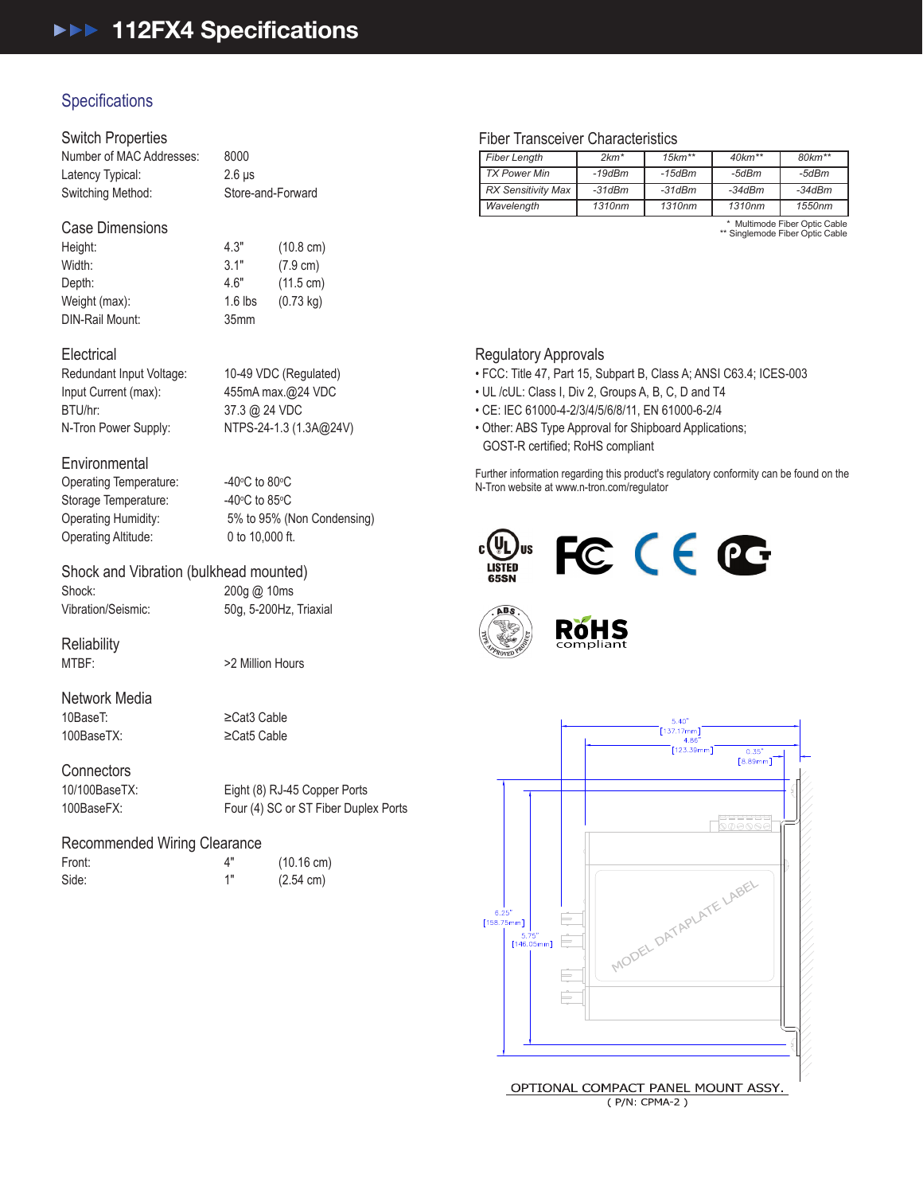# 112FX4 Specifications

## Specifications

### Switch Properties

| | |
|---|---|
| Number of MAC Addresses: | 8000 |
| Latency Typical: | 2.6 µs |
| Switching Method: | Store-and-Forward |

### Case Dimensions

| | | |
|---|---|---|
| Height: | 4.3" | (10.8 cm) |
| Width: | 3.1" | (7.9 cm) |
| Depth: | 4.6" | (11.5 cm) |
| Weight (max): | 1.6 lbs | (0.73 kg) |
| DIN-Rail Mount: | 35mm | |

### Electrical

| | |
|---|---|
| Redundant Input Voltage: | 10-49 VDC (Regulated) |
| Input Current (max): | 455mA max.@24 VDC |
| BTU/hr: | 37.3 @ 24 VDC |
| N-Tron Power Supply: | NTPS-24-1.3 (1.3A@24V) |

### Environmental

| | |
|---|---|
| Operating Temperature: | -40°C to 80°C |
| Storage Temperature: | -40°C to 85°C |
| Operating Humidity: | 5% to 95% (Non Condensing) |
| Operating Altitude: | 0 to 10,000 ft. |

### Shock and Vibration (bulkhead mounted)

| | |
|---|---|
| Shock: | 200g @ 10ms |
| Vibration/Seismic: | 50g, 5-200Hz, Triaxial |

### Reliability

| | |
|---|---|
| MTBF: | >2 Million Hours |

### Network Media

| | |
|---|---|
| 10BaseT: | ≥Cat3 Cable |
| 100BaseTX: | ≥Cat5 Cable |

### Connectors

| | |
|---|---|
| 10/100BaseTX: | Eight (8) RJ-45 Copper Ports |
| 100BaseFX: | Four (4) SC or ST Fiber Duplex Ports |

### Recommended Wiring Clearance

| | | |
|---|---|---|
| Front: | 4" | (10.16 cm) |
| Side: | 1" | (2.54 cm) |

### Fiber Transceiver Characteristics

| Fiber Length | 2km* | 15km** | 40km** | 80km** |
|---|---|---|---|---|
| TX Power Min | -19dBm | -15dBm | -5dBm | -5dBm |
| RX Sensitivity Max | -31dBm | -31dBm | -34dBm | -34dBm |
| Wavelength | 1310nm | 1310nm | 1310nm | 1550nm |

\* Multimode Fiber Optic Cable
\** Singlemode Fiber Optic Cable

### Regulatory Approvals

- FCC: Title 47, Part 15, Subpart B, Class A; ANSI C63.4; ICES-003
- UL /cUL: Class I, Div 2, Groups A, B, C, D and T4
- CE: IEC 61000-4-2/3/4/5/6/8/11, EN 61000-6-2/4
- Other: ABS Type Approval for Shipboard Applications; GOST-R certified; RoHS compliant

Further information regarding this product's regulatory conformity can be found on the N-Tron website at www.n-tron.com/regulator

OPTIONAL COMPACT PANEL MOUNT ASSY.
( P/N: CPMA-2 )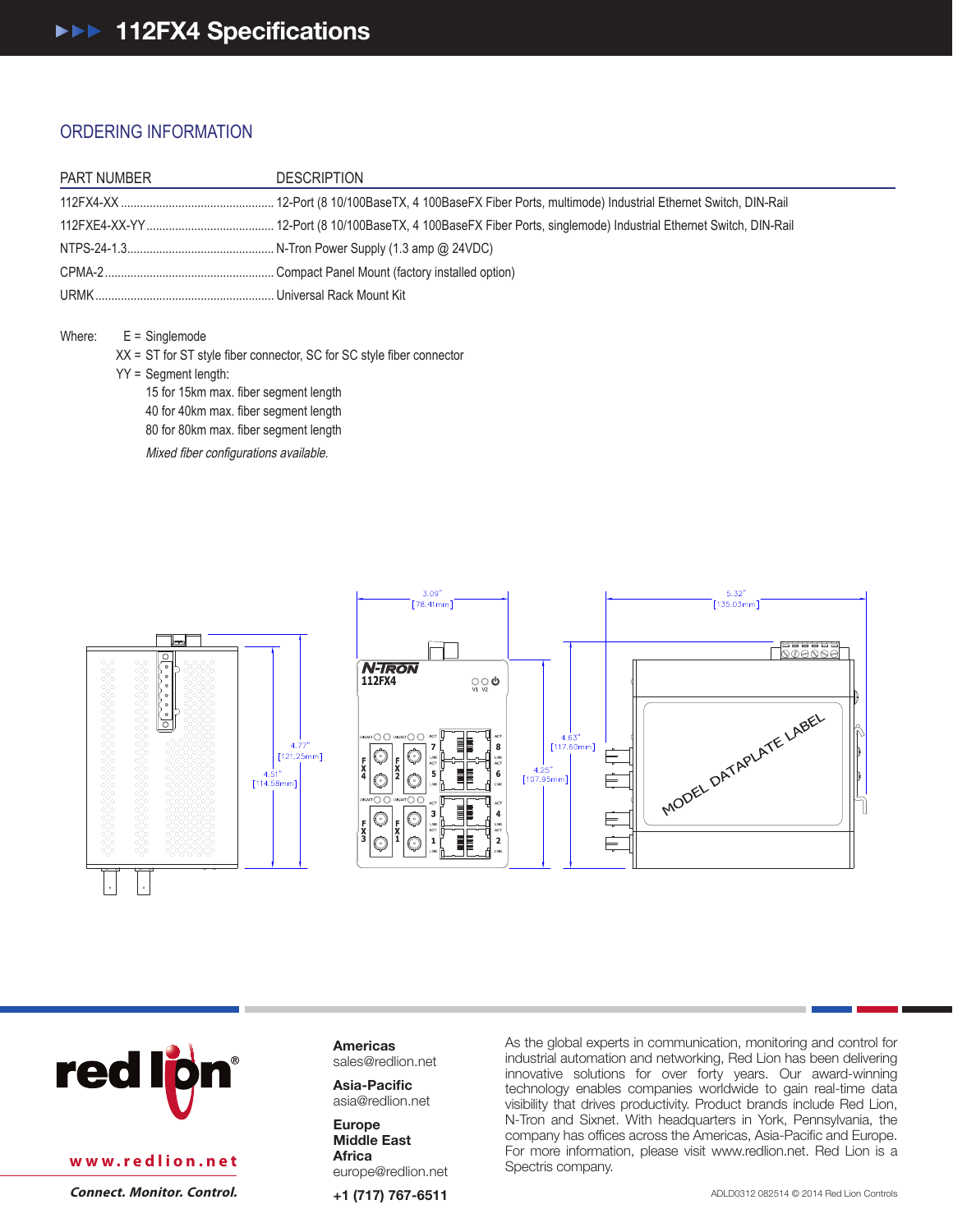# 112FX4 Specifications

## ORDERING INFORMATION

| PART NUMBER | DESCRIPTION |
|---|---|
| 112FX4-XX | 12-Port (8 10/100BaseTX, 4 100BaseFX Fiber Ports, multimode) Industrial Ethernet Switch, DIN-Rail |
| 112FXE4-XX-YY | 12-Port (8 10/100BaseTX, 4 100BaseFX Fiber Ports, singlemode) Industrial Ethernet Switch, DIN-Rail |
| NTPS-24-1.3 | N-Tron Power Supply (1.3 amp @ 24VDC) |
| CPMA-2 | Compact Panel Mount (factory installed option) |
| URMK | Universal Rack Mount Kit |

Where: E = Singlemode
XX = ST for ST style fiber connector, SC for SC style fiber connector
YY = Segment length:
15 for 15km max. fiber segment length
40 for 40km max. fiber segment length
80 for 80km max. fiber segment length

*Mixed fiber configurations available.*

4.77" [121.25mm]
4.51" [114.58mm]
3.09" [78.41mm]
N-TRON
112FX4
4.63" [117.60mm]
4.25" [107.95mm]
5.32" [135.03mm]
MODEL DATAPLATE LABEL

**Americas**
sales@redlion.net

**Asia-Pacific**
asia@redlion.net

**Europe**
**Middle East**
**Africa**
europe@redlion.net

**+1 (717) 767-6511**

As the global experts in communication, monitoring and control for industrial automation and networking, Red Lion has been delivering innovative solutions for over forty years. Our award-winning technology enables companies worldwide to gain real-time data visibility that drives productivity. Product brands include Red Lion, N-Tron and Sixnet. With headquarters in York, Pennsylvania, the company has offices across the Americas, Asia-Pacific and Europe. For more information, please visit www.redlion.net. Red Lion is a Spectris company.

www.redlion.net

*Connect. Monitor. Control.*

ADLD0312 082514 © 2014 Red Lion Controls